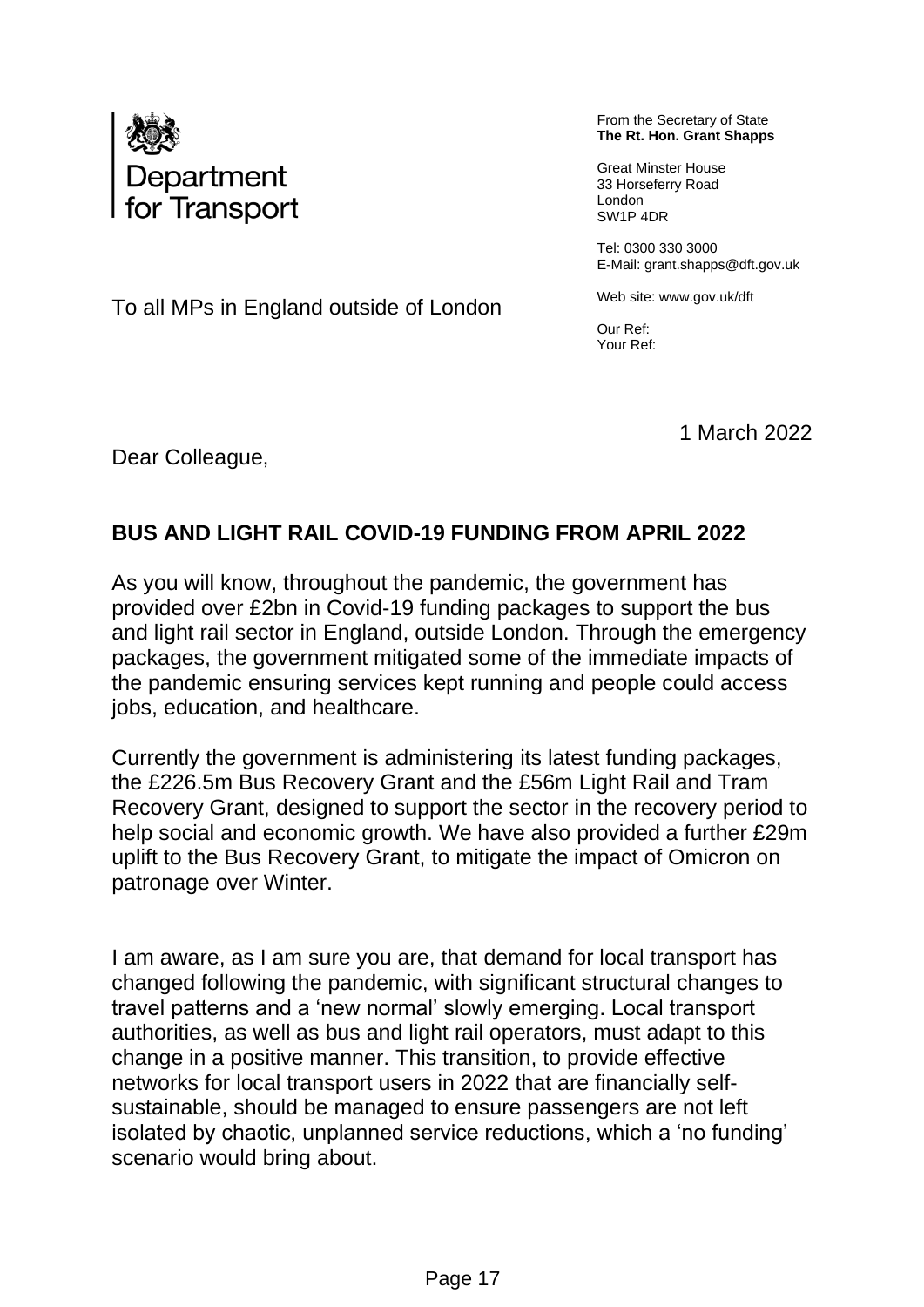Department for Transport

From the Secretary of State
**The Rt. Hon. Grant Shapps**

Great Minster House
33 Horseferry Road
London
SW1P 4DR

Tel: 0300 330 3000
E-Mail: grant.shapps@dft.gov.uk

Web site: www.gov.uk/dft

Our Ref:
Your Ref:

To all MPs in England outside of London

1 March 2022

Dear Colleague,

**BUS AND LIGHT RAIL COVID-19 FUNDING FROM APRIL 2022**

As you will know, throughout the pandemic, the government has provided over £2bn in Covid-19 funding packages to support the bus and light rail sector in England, outside London. Through the emergency packages, the government mitigated some of the immediate impacts of the pandemic ensuring services kept running and people could access jobs, education, and healthcare.

Currently the government is administering its latest funding packages, the £226.5m Bus Recovery Grant and the £56m Light Rail and Tram Recovery Grant, designed to support the sector in the recovery period to help social and economic growth. We have also provided a further £29m uplift to the Bus Recovery Grant, to mitigate the impact of Omicron on patronage over Winter.

I am aware, as I am sure you are, that demand for local transport has changed following the pandemic, with significant structural changes to travel patterns and a 'new normal' slowly emerging. Local transport authorities, as well as bus and light rail operators, must adapt to this change in a positive manner. This transition, to provide effective networks for local transport users in 2022 that are financially self-sustainable, should be managed to ensure passengers are not left isolated by chaotic, unplanned service reductions, which a 'no funding' scenario would bring about.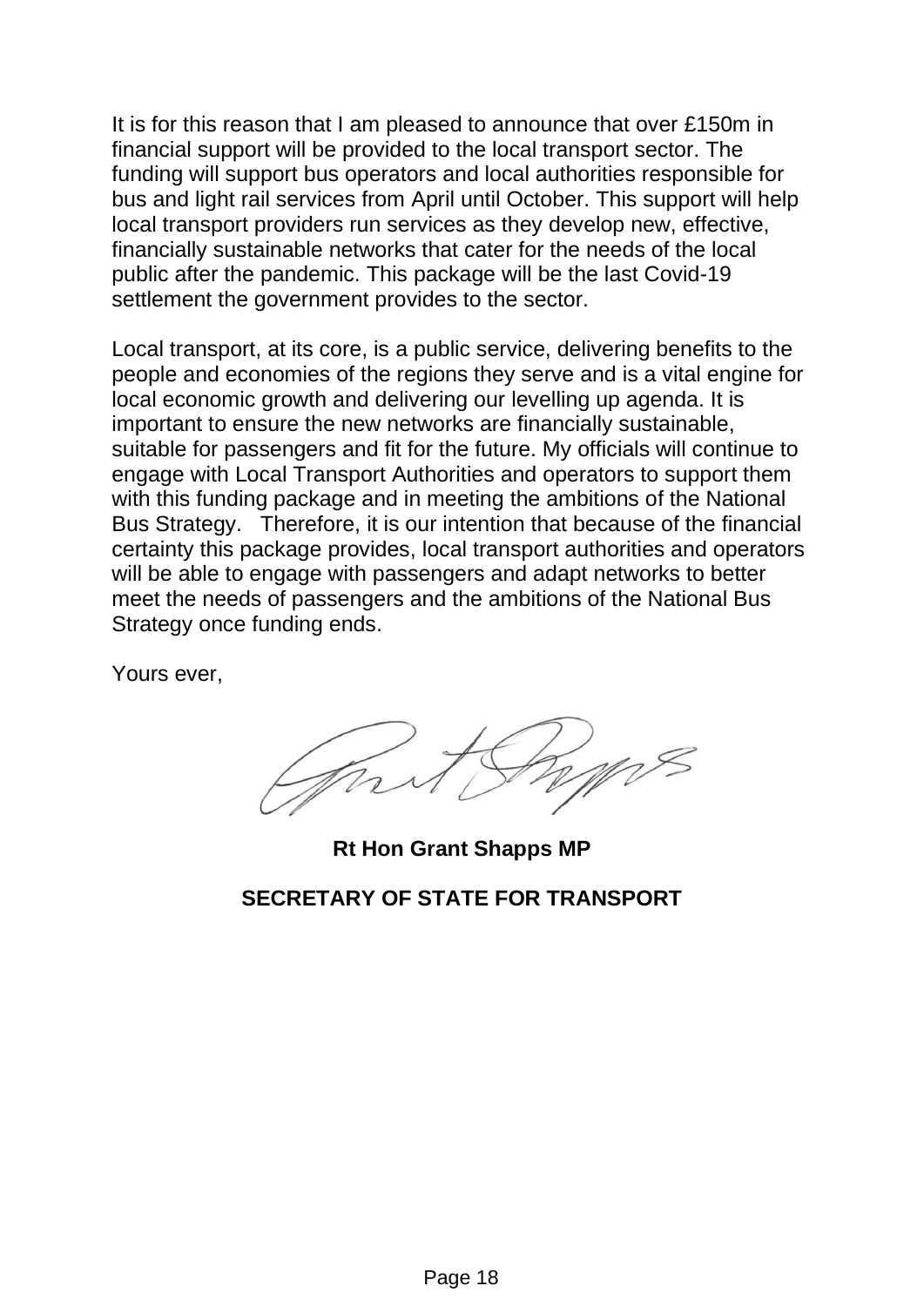It is for this reason that I am pleased to announce that over £150m in financial support will be provided to the local transport sector. The funding will support bus operators and local authorities responsible for bus and light rail services from April until October. This support will help local transport providers run services as they develop new, effective, financially sustainable networks that cater for the needs of the local public after the pandemic. This package will be the last Covid-19 settlement the government provides to the sector.

Local transport, at its core, is a public service, delivering benefits to the people and economies of the regions they serve and is a vital engine for local economic growth and delivering our levelling up agenda. It is important to ensure the new networks are financially sustainable, suitable for passengers and fit for the future. My officials will continue to engage with Local Transport Authorities and operators to support them with this funding package and in meeting the ambitions of the National Bus Strategy. Therefore, it is our intention that because of the financial certainty this package provides, local transport authorities and operators will be able to engage with passengers and adapt networks to better meet the needs of passengers and the ambitions of the National Bus Strategy once funding ends.

Yours ever,

**Rt Hon Grant Shapps MP**

**SECRETARY OF STATE FOR TRANSPORT**